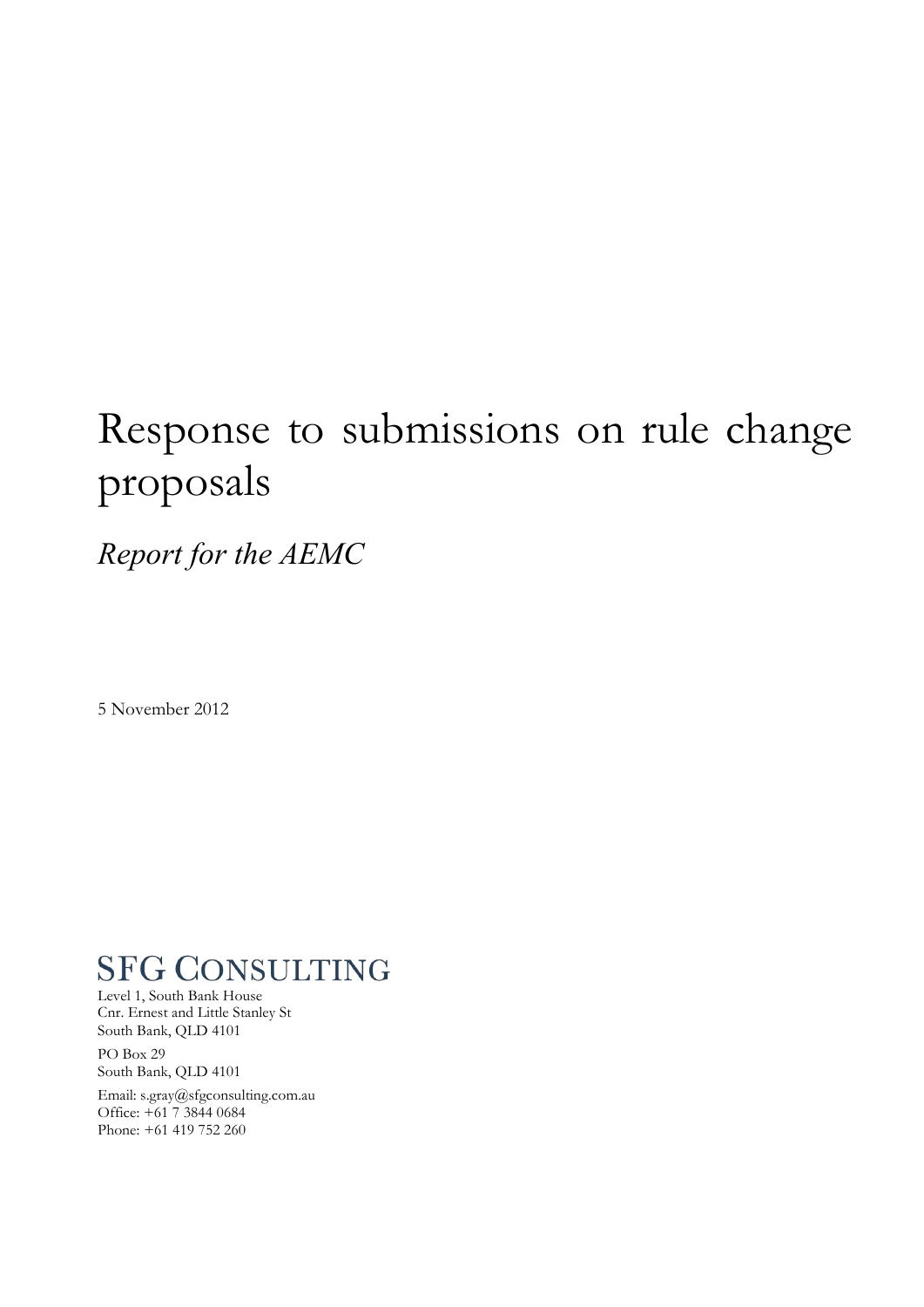# Response to submissions on rule change proposals

*Report for the AEMC*

5 November 2012

**SFG CONSULTING**

Level 1, South Bank House
Cnr. Ernest and Little Stanley St
South Bank, QLD 4101

PO Box 29
South Bank, QLD 4101

Email: s.gray@sfgconsulting.com.au
Office: +61 7 3844 0684
Phone: +61 419 752 260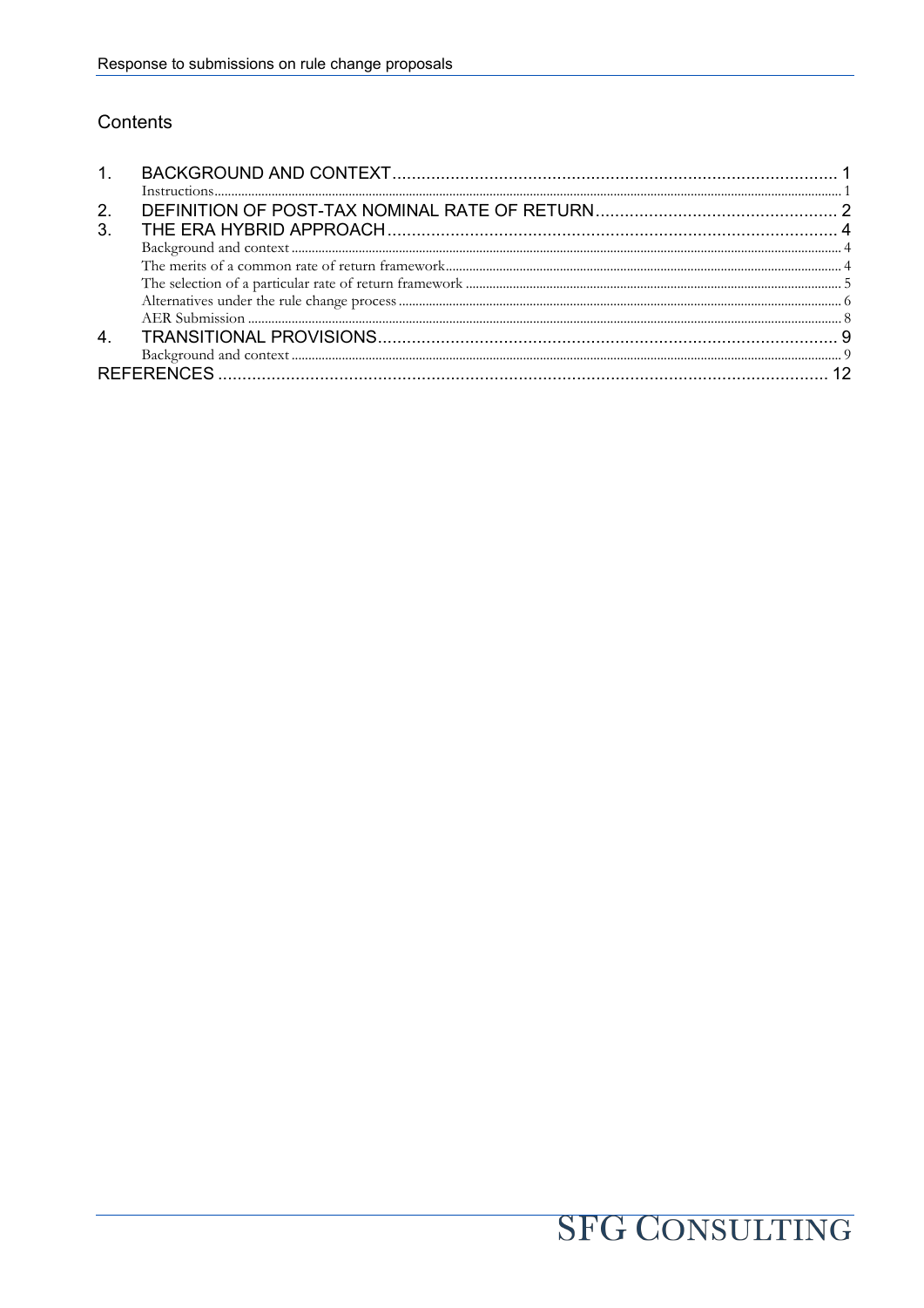## Contents

1. BACKGROUND AND CONTEXT ........ 1
   - Instructions ........ 1
2. DEFINITION OF POST-TAX NOMINAL RATE OF RETURN ........ 2
3. THE ERA HYBRID APPROACH ........ 4
   - Background and context ........ 4
   - The merits of a common rate of return framework ........ 4
   - The selection of a particular rate of return framework ........ 5
   - Alternatives under the rule change process ........ 6
   - AER Submission ........ 8
4. TRANSITIONAL PROVISIONS ........ 9
   - Background and context ........ 9

REFERENCES ........ 12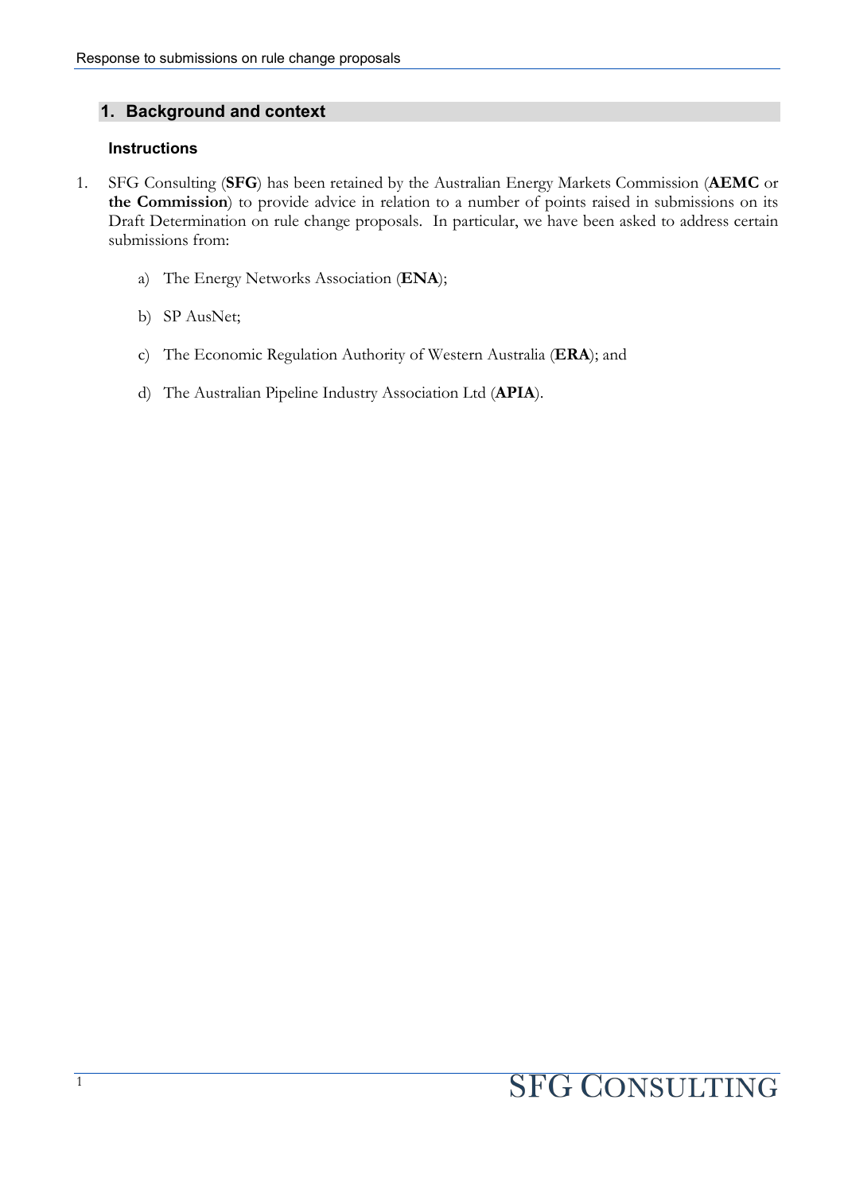## 1. Background and context

### Instructions

1. SFG Consulting (**SFG**) has been retained by the Australian Energy Markets Commission (**AEMC** or **the Commission**) to provide advice in relation to a number of points raised in submissions on its Draft Determination on rule change proposals. In particular, we have been asked to address certain submissions from:

    a) The Energy Networks Association (**ENA**);

    b) SP AusNet;

    c) The Economic Regulation Authority of Western Australia (**ERA**); and

    d) The Australian Pipeline Industry Association Ltd (**APIA**).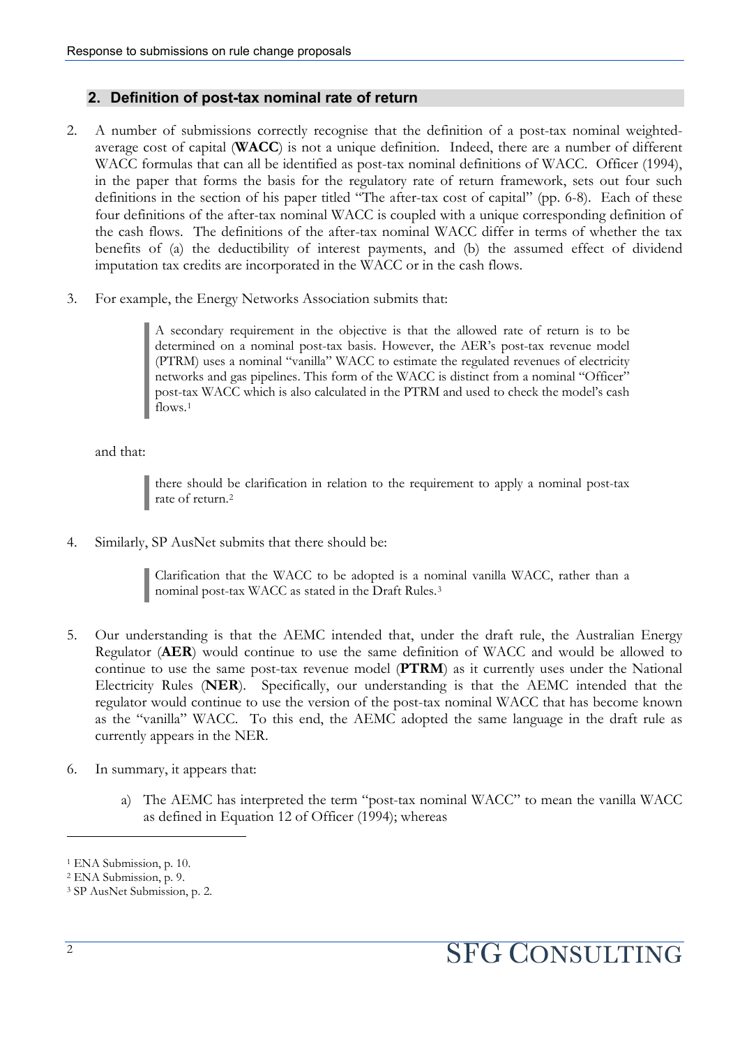## 2. Definition of post-tax nominal rate of return

2. A number of submissions correctly recognise that the definition of a post-tax nominal weighted-average cost of capital (**WACC**) is not a unique definition. Indeed, there are a number of different WACC formulas that can all be identified as post-tax nominal definitions of WACC. Officer (1994), in the paper that forms the basis for the regulatory rate of return framework, sets out four such definitions in the section of his paper titled "The after-tax cost of capital" (pp. 6-8). Each of these four definitions of the after-tax nominal WACC is coupled with a unique corresponding definition of the cash flows. The definitions of the after-tax nominal WACC differ in terms of whether the tax benefits of (a) the deductibility of interest payments, and (b) the assumed effect of dividend imputation tax credits are incorporated in the WACC or in the cash flows.

3. For example, the Energy Networks Association submits that:

> A secondary requirement in the objective is that the allowed rate of return is to be determined on a nominal post-tax basis. However, the AER's post-tax revenue model (PTRM) uses a nominal "vanilla" WACC to estimate the regulated revenues of electricity networks and gas pipelines. This form of the WACC is distinct from a nominal "Officer" post-tax WACC which is also calculated in the PTRM and used to check the model's cash flows.[1]

and that:

> there should be clarification in relation to the requirement to apply a nominal post-tax rate of return.[2]

4. Similarly, SP AusNet submits that there should be:

> Clarification that the WACC to be adopted is a nominal vanilla WACC, rather than a nominal post-tax WACC as stated in the Draft Rules.[3]

5. Our understanding is that the AEMC intended that, under the draft rule, the Australian Energy Regulator (**AER**) would continue to use the same definition of WACC and would be allowed to continue to use the same post-tax revenue model (**PTRM**) as it currently uses under the National Electricity Rules (**NER**). Specifically, our understanding is that the AEMC intended that the regulator would continue to use the version of the post-tax nominal WACC that has become known as the "vanilla" WACC. To this end, the AEMC adopted the same language in the draft rule as currently appears in the NER.

6. In summary, it appears that:

   a) The AEMC has interpreted the term "post-tax nominal WACC" to mean the vanilla WACC as defined in Equation 12 of Officer (1994); whereas

---

[1] ENA Submission, p. 10.

[2] ENA Submission, p. 9.

[3] SP AusNet Submission, p. 2.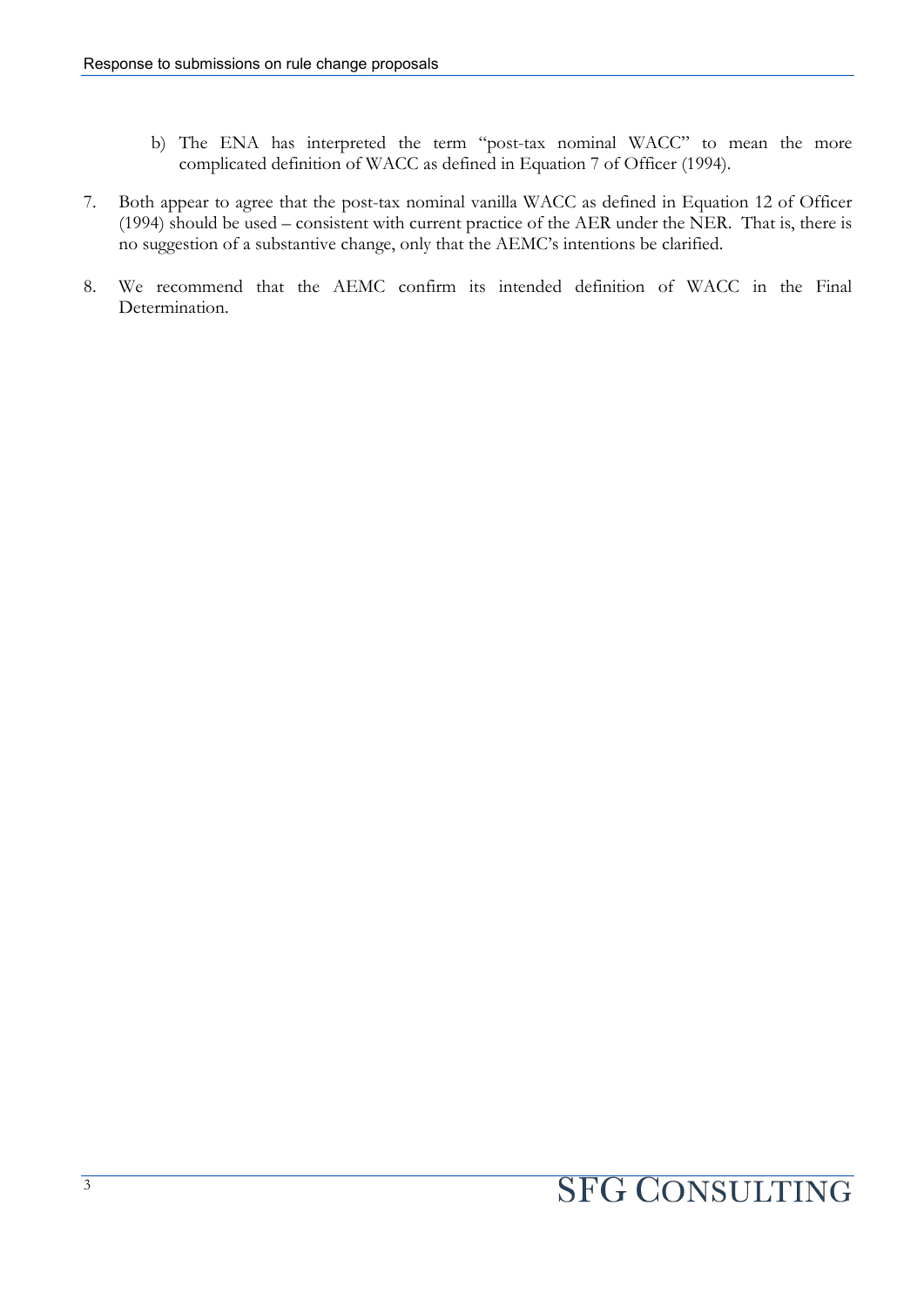b) The ENA has interpreted the term "post-tax nominal WACC" to mean the more complicated definition of WACC as defined in Equation 7 of Officer (1994).

7. Both appear to agree that the post-tax nominal vanilla WACC as defined in Equation 12 of Officer (1994) should be used – consistent with current practice of the AER under the NER. That is, there is no suggestion of a substantive change, only that the AEMC's intentions be clarified.

8. We recommend that the AEMC confirm its intended definition of WACC in the Final Determination.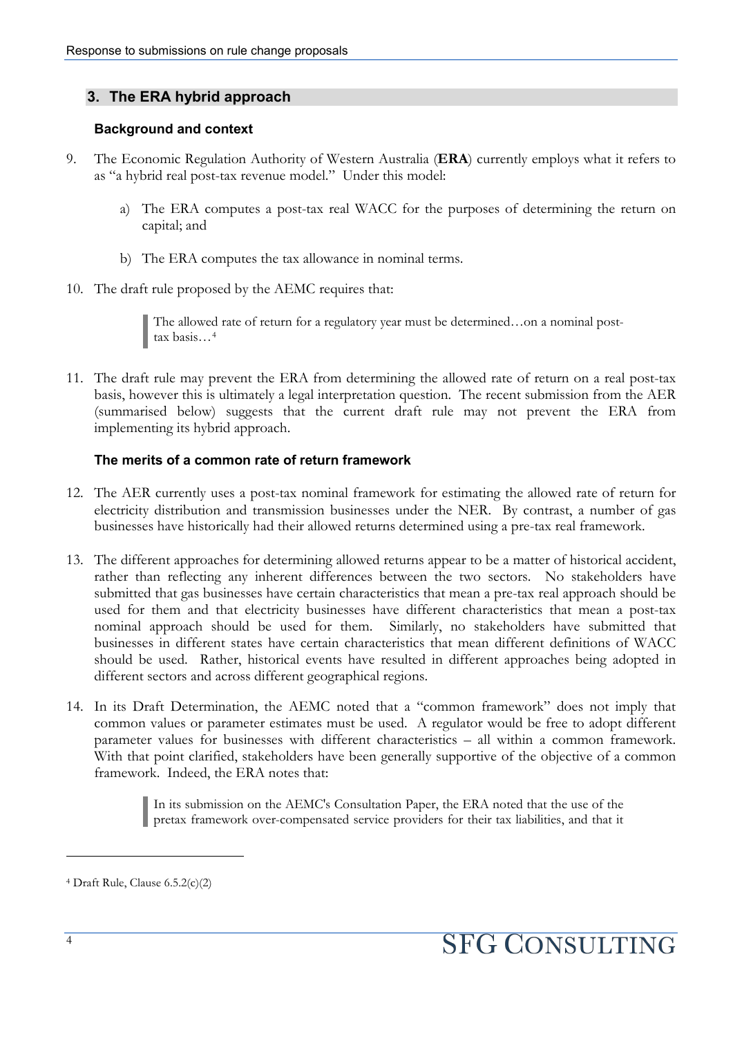## 3. The ERA hybrid approach

### Background and context

9. The Economic Regulation Authority of Western Australia (**ERA**) currently employs what it refers to as "a hybrid real post-tax revenue model." Under this model:

   a) The ERA computes a post-tax real WACC for the purposes of determining the return on capital; and

   b) The ERA computes the tax allowance in nominal terms.

10. The draft rule proposed by the AEMC requires that:

> The allowed rate of return for a regulatory year must be determined…on a nominal post-tax basis…[4]

11. The draft rule may prevent the ERA from determining the allowed rate of return on a real post-tax basis, however this is ultimately a legal interpretation question. The recent submission from the AER (summarised below) suggests that the current draft rule may not prevent the ERA from implementing its hybrid approach.

### The merits of a common rate of return framework

12. The AER currently uses a post-tax nominal framework for estimating the allowed rate of return for electricity distribution and transmission businesses under the NER. By contrast, a number of gas businesses have historically had their allowed returns determined using a pre-tax real framework.

13. The different approaches for determining allowed returns appear to be a matter of historical accident, rather than reflecting any inherent differences between the two sectors. No stakeholders have submitted that gas businesses have certain characteristics that mean a pre-tax real approach should be used for them and that electricity businesses have different characteristics that mean a post-tax nominal approach should be used for them. Similarly, no stakeholders have submitted that businesses in different states have certain characteristics that mean different definitions of WACC should be used. Rather, historical events have resulted in different approaches being adopted in different sectors and across different geographical regions.

14. In its Draft Determination, the AEMC noted that a "common framework" does not imply that common values or parameter estimates must be used. A regulator would be free to adopt different parameter values for businesses with different characteristics – all within a common framework. With that point clarified, stakeholders have been generally supportive of the objective of a common framework. Indeed, the ERA notes that:

> In its submission on the AEMC's Consultation Paper, the ERA noted that the use of the pretax framework over-compensated service providers for their tax liabilities, and that it

---

[4] Draft Rule, Clause 6.5.2(c)(2)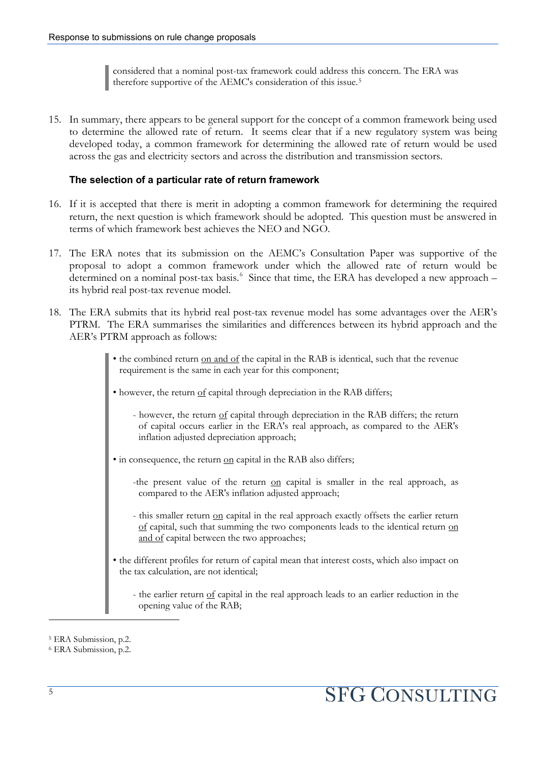> considered that a nominal post-tax framework could address this concern. The ERA was therefore supportive of the AEMC's consideration of this issue.[5]

15. In summary, there appears to be general support for the concept of a common framework being used to determine the allowed rate of return. It seems clear that if a new regulatory system was being developed today, a common framework for determining the allowed rate of return would be used across the gas and electricity sectors and across the distribution and transmission sectors.

### The selection of a particular rate of return framework

16. If it is accepted that there is merit in adopting a common framework for determining the required return, the next question is which framework should be adopted. This question must be answered in terms of which framework best achieves the NEO and NGO.

17. The ERA notes that its submission on the AEMC's Consultation Paper was supportive of the proposal to adopt a common framework under which the allowed rate of return would be determined on a nominal post-tax basis.[6] Since that time, the ERA has developed a new approach – its hybrid real post-tax revenue model.

18. The ERA submits that its hybrid real post-tax revenue model has some advantages over the AER's PTRM. The ERA summarises the similarities and differences between its hybrid approach and the AER's PTRM approach as follows:

> • the combined return on and of the capital in the RAB is identical, such that the revenue requirement is the same in each year for this component;
>
> • however, the return of capital through depreciation in the RAB differs;
>
> - however, the return of capital through depreciation in the RAB differs; the return of capital occurs earlier in the ERA's real approach, as compared to the AER's inflation adjusted depreciation approach;
>
> • in consequence, the return on capital in the RAB also differs;
>
> - the present value of the return on capital is smaller in the real approach, as compared to the AER's inflation adjusted approach;
>
> - this smaller return on capital in the real approach exactly offsets the earlier return of capital, such that summing the two components leads to the identical return on and of capital between the two approaches;
>
> • the different profiles for return of capital mean that interest costs, which also impact on the tax calculation, are not identical;
>
> - the earlier return of capital in the real approach leads to an earlier reduction in the opening value of the RAB;

[5] ERA Submission, p.2.

[6] ERA Submission, p.2.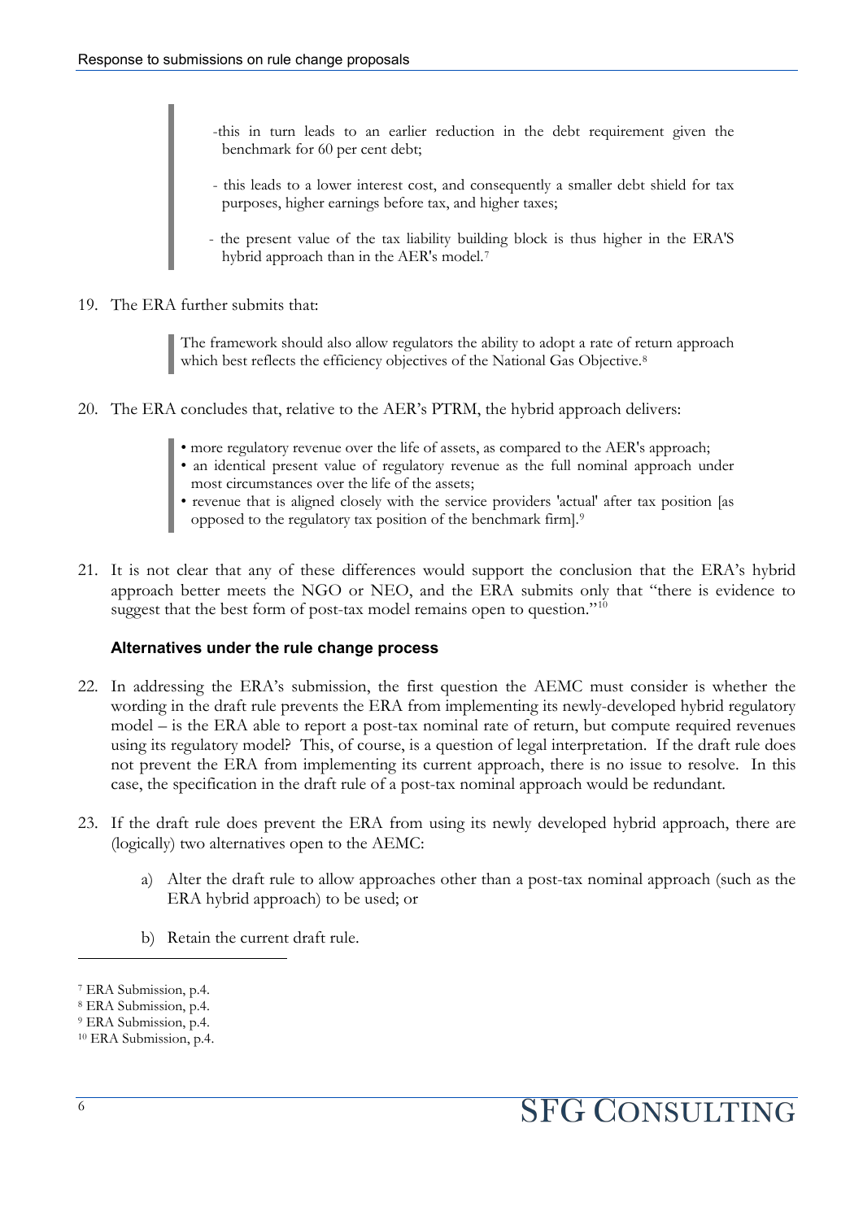> -this in turn leads to an earlier reduction in the debt requirement given the benchmark for 60 per cent debt;
>
> - this leads to a lower interest cost, and consequently a smaller debt shield for tax purposes, higher earnings before tax, and higher taxes;
>
> - the present value of the tax liability building block is thus higher in the ERA'S hybrid approach than in the AER's model.[7]

19. The ERA further submits that:

> The framework should also allow regulators the ability to adopt a rate of return approach which best reflects the efficiency objectives of the National Gas Objective.[8]

20. The ERA concludes that, relative to the AER's PTRM, the hybrid approach delivers:

> • more regulatory revenue over the life of assets, as compared to the AER's approach;
> • an identical present value of regulatory revenue as the full nominal approach under most circumstances over the life of the assets;
> • revenue that is aligned closely with the service providers 'actual' after tax position [as opposed to the regulatory tax position of the benchmark firm].[9]

21. It is not clear that any of these differences would support the conclusion that the ERA's hybrid approach better meets the NGO or NEO, and the ERA submits only that "there is evidence to suggest that the best form of post-tax model remains open to question."[10]

### Alternatives under the rule change process

22. In addressing the ERA's submission, the first question the AEMC must consider is whether the wording in the draft rule prevents the ERA from implementing its newly-developed hybrid regulatory model – is the ERA able to report a post-tax nominal rate of return, but compute required revenues using its regulatory model? This, of course, is a question of legal interpretation. If the draft rule does not prevent the ERA from implementing its current approach, there is no issue to resolve. In this case, the specification in the draft rule of a post-tax nominal approach would be redundant.

23. If the draft rule does prevent the ERA from using its newly developed hybrid approach, there are (logically) two alternatives open to the AEMC:

    a) Alter the draft rule to allow approaches other than a post-tax nominal approach (such as the ERA hybrid approach) to be used; or

    b) Retain the current draft rule.

---

[7] ERA Submission, p.4.

[8] ERA Submission, p.4.

[9] ERA Submission, p.4.

[10] ERA Submission, p.4.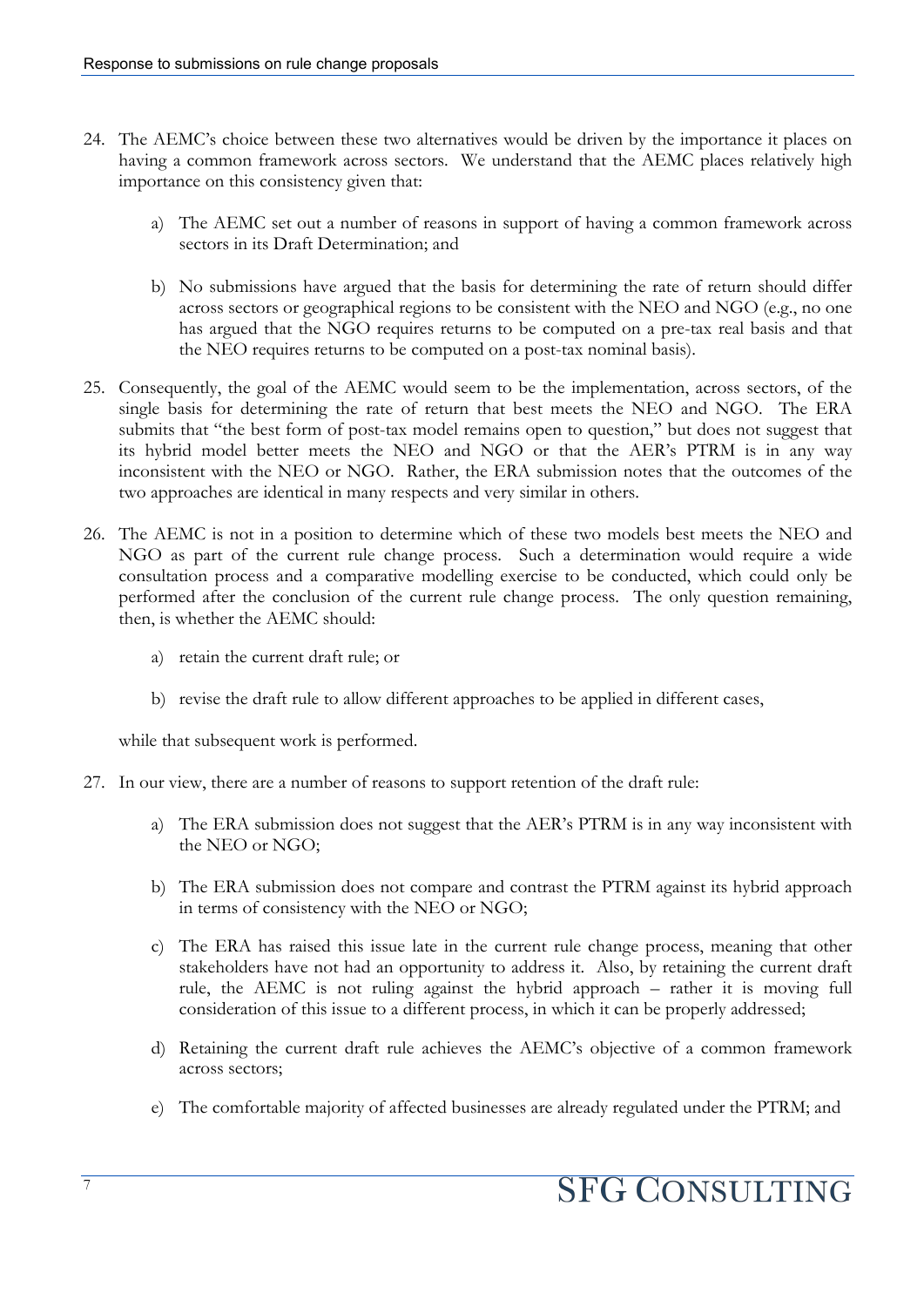24. The AEMC's choice between these two alternatives would be driven by the importance it places on having a common framework across sectors. We understand that the AEMC places relatively high importance on this consistency given that:

    a) The AEMC set out a number of reasons in support of having a common framework across sectors in its Draft Determination; and

    b) No submissions have argued that the basis for determining the rate of return should differ across sectors or geographical regions to be consistent with the NEO and NGO (e.g., no one has argued that the NGO requires returns to be computed on a pre-tax real basis and that the NEO requires returns to be computed on a post-tax nominal basis).

25. Consequently, the goal of the AEMC would seem to be the implementation, across sectors, of the single basis for determining the rate of return that best meets the NEO and NGO. The ERA submits that "the best form of post-tax model remains open to question," but does not suggest that its hybrid model better meets the NEO and NGO or that the AER's PTRM is in any way inconsistent with the NEO or NGO. Rather, the ERA submission notes that the outcomes of the two approaches are identical in many respects and very similar in others.

26. The AEMC is not in a position to determine which of these two models best meets the NEO and NGO as part of the current rule change process. Such a determination would require a wide consultation process and a comparative modelling exercise to be conducted, which could only be performed after the conclusion of the current rule change process. The only question remaining, then, is whether the AEMC should:

    a) retain the current draft rule; or

    b) revise the draft rule to allow different approaches to be applied in different cases,

    while that subsequent work is performed.

27. In our view, there are a number of reasons to support retention of the draft rule:

    a) The ERA submission does not suggest that the AER's PTRM is in any way inconsistent with the NEO or NGO;

    b) The ERA submission does not compare and contrast the PTRM against its hybrid approach in terms of consistency with the NEO or NGO;

    c) The ERA has raised this issue late in the current rule change process, meaning that other stakeholders have not had an opportunity to address it. Also, by retaining the current draft rule, the AEMC is not ruling against the hybrid approach – rather it is moving full consideration of this issue to a different process, in which it can be properly addressed;

    d) Retaining the current draft rule achieves the AEMC's objective of a common framework across sectors;

    e) The comfortable majority of affected businesses are already regulated under the PTRM; and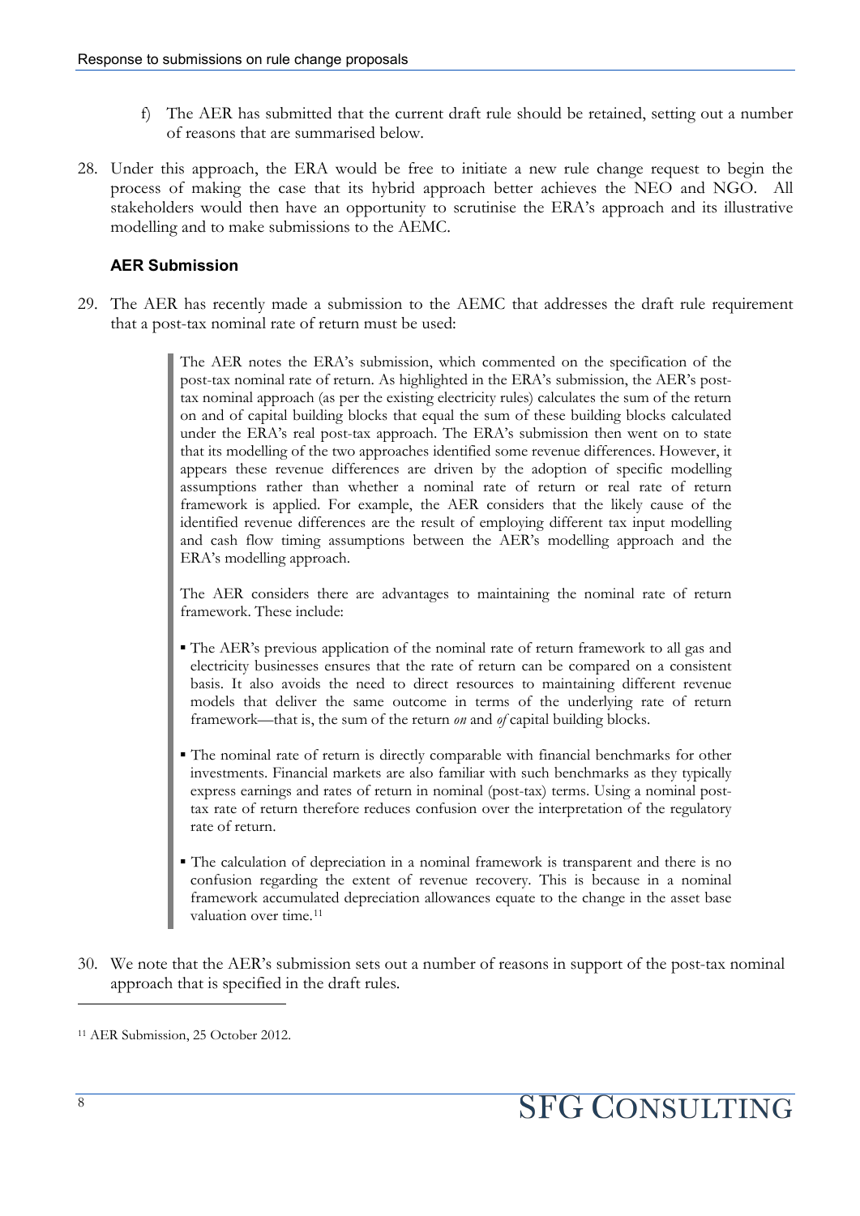f) The AER has submitted that the current draft rule should be retained, setting out a number of reasons that are summarised below.

28. Under this approach, the ERA would be free to initiate a new rule change request to begin the process of making the case that its hybrid approach better achieves the NEO and NGO. All stakeholders would then have an opportunity to scrutinise the ERA's approach and its illustrative modelling and to make submissions to the AEMC.

### AER Submission

29. The AER has recently made a submission to the AEMC that addresses the draft rule requirement that a post-tax nominal rate of return must be used:

> The AER notes the ERA's submission, which commented on the specification of the post-tax nominal rate of return. As highlighted in the ERA's submission, the AER's post-tax nominal approach (as per the existing electricity rules) calculates the sum of the return on and of capital building blocks that equal the sum of these building blocks calculated under the ERA's real post-tax approach. The ERA's submission then went on to state that its modelling of the two approaches identified some revenue differences. However, it appears these revenue differences are driven by the adoption of specific modelling assumptions rather than whether a nominal rate of return or real rate of return framework is applied. For example, the AER considers that the likely cause of the identified revenue differences are the result of employing different tax input modelling and cash flow timing assumptions between the AER's modelling approach and the ERA's modelling approach.
>
> The AER considers there are advantages to maintaining the nominal rate of return framework. These include:
>
> - The AER's previous application of the nominal rate of return framework to all gas and electricity businesses ensures that the rate of return can be compared on a consistent basis. It also avoids the need to direct resources to maintaining different revenue models that deliver the same outcome in terms of the underlying rate of return framework—that is, the sum of the return *on* and *of* capital building blocks.
> - The nominal rate of return is directly comparable with financial benchmarks for other investments. Financial markets are also familiar with such benchmarks as they typically express earnings and rates of return in nominal (post-tax) terms. Using a nominal post-tax rate of return therefore reduces confusion over the interpretation of the regulatory rate of return.
> - The calculation of depreciation in a nominal framework is transparent and there is no confusion regarding the extent of revenue recovery. This is because in a nominal framework accumulated depreciation allowances equate to the change in the asset base valuation over time.[11]

30. We note that the AER's submission sets out a number of reasons in support of the post-tax nominal approach that is specified in the draft rules.

[11] AER Submission, 25 October 2012.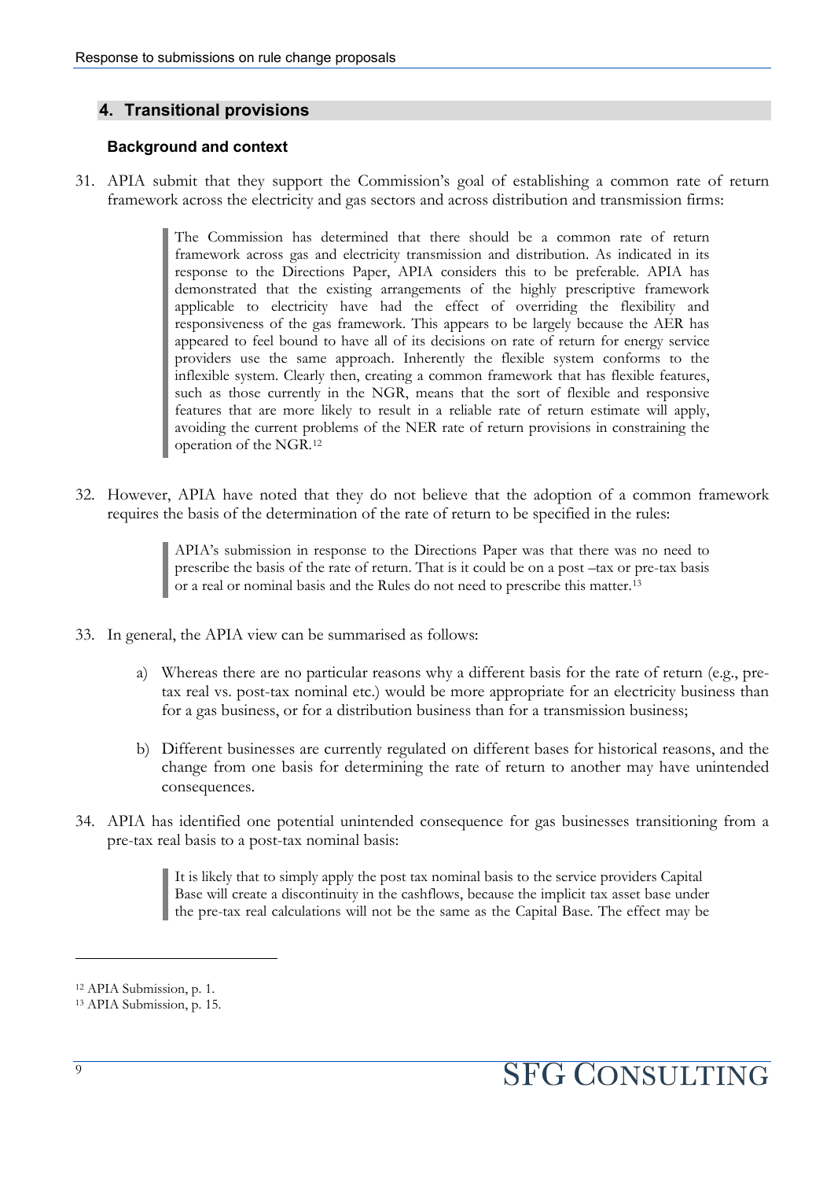## 4. Transitional provisions

### Background and context

31. APIA submit that they support the Commission's goal of establishing a common rate of return framework across the electricity and gas sectors and across distribution and transmission firms:

> The Commission has determined that there should be a common rate of return framework across gas and electricity transmission and distribution. As indicated in its response to the Directions Paper, APIA considers this to be preferable. APIA has demonstrated that the existing arrangements of the highly prescriptive framework applicable to electricity have had the effect of overriding the flexibility and responsiveness of the gas framework. This appears to be largely because the AER has appeared to feel bound to have all of its decisions on rate of return for energy service providers use the same approach. Inherently the flexible system conforms to the inflexible system. Clearly then, creating a common framework that has flexible features, such as those currently in the NGR, means that the sort of flexible and responsive features that are more likely to result in a reliable rate of return estimate will apply, avoiding the current problems of the NER rate of return provisions in constraining the operation of the NGR.[12]

32. However, APIA have noted that they do not believe that the adoption of a common framework requires the basis of the determination of the rate of return to be specified in the rules:

> APIA's submission in response to the Directions Paper was that there was no need to prescribe the basis of the rate of return. That is it could be on a post –tax or pre-tax basis or a real or nominal basis and the Rules do not need to prescribe this matter.[13]

33. In general, the APIA view can be summarised as follows:

    a) Whereas there are no particular reasons why a different basis for the rate of return (e.g., pre-tax real vs. post-tax nominal etc.) would be more appropriate for an electricity business than for a gas business, or for a distribution business than for a transmission business;

    b) Different businesses are currently regulated on different bases for historical reasons, and the change from one basis for determining the rate of return to another may have unintended consequences.

34. APIA has identified one potential unintended consequence for gas businesses transitioning from a pre-tax real basis to a post-tax nominal basis:

> It is likely that to simply apply the post tax nominal basis to the service providers Capital Base will create a discontinuity in the cashflows, because the implicit tax asset base under the pre-tax real calculations will not be the same as the Capital Base. The effect may be

---

[12] APIA Submission, p. 1.

[13] APIA Submission, p. 15.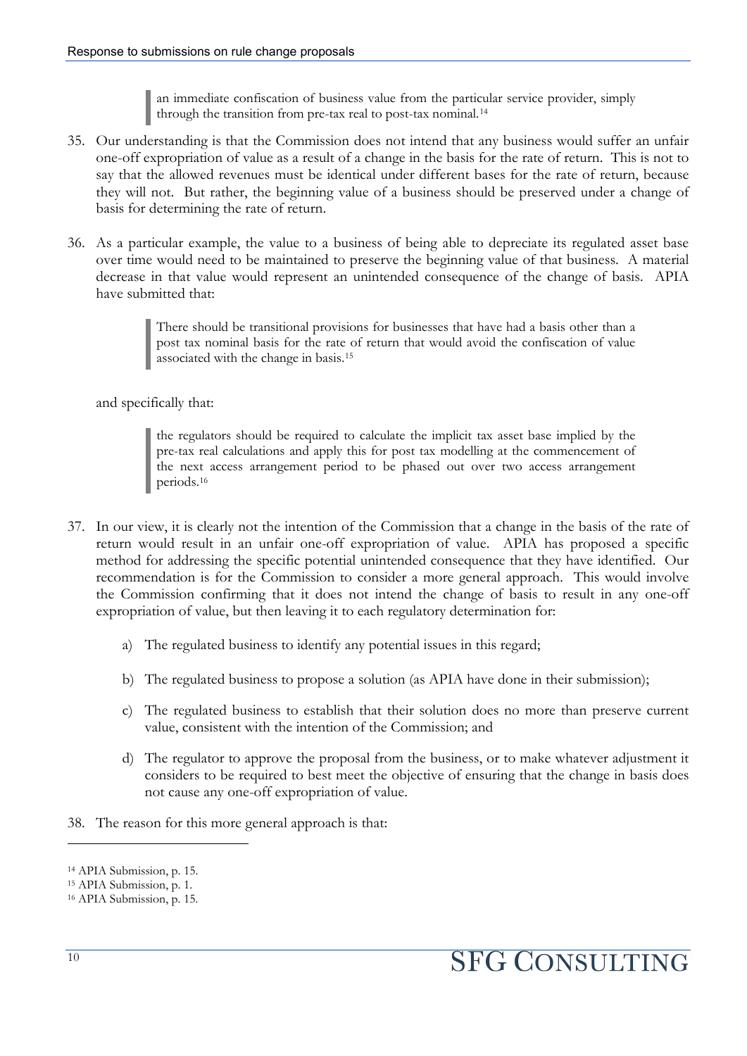> an immediate confiscation of business value from the particular service provider, simply through the transition from pre-tax real to post-tax nominal.[14]

35. Our understanding is that the Commission does not intend that any business would suffer an unfair one-off expropriation of value as a result of a change in the basis for the rate of return. This is not to say that the allowed revenues must be identical under different bases for the rate of return, because they will not. But rather, the beginning value of a business should be preserved under a change of basis for determining the rate of return.

36. As a particular example, the value to a business of being able to depreciate its regulated asset base over time would need to be maintained to preserve the beginning value of that business. A material decrease in that value would represent an unintended consequence of the change of basis. APIA have submitted that:

> There should be transitional provisions for businesses that have had a basis other than a post tax nominal basis for the rate of return that would avoid the confiscation of value associated with the change in basis.[15]

and specifically that:

> the regulators should be required to calculate the implicit tax asset base implied by the pre-tax real calculations and apply this for post tax modelling at the commencement of the next access arrangement period to be phased out over two access arrangement periods.[16]

37. In our view, it is clearly not the intention of the Commission that a change in the basis of the rate of return would result in an unfair one-off expropriation of value. APIA has proposed a specific method for addressing the specific potential unintended consequence that they have identified. Our recommendation is for the Commission to consider a more general approach. This would involve the Commission confirming that it does not intend the change of basis to result in any one-off expropriation of value, but then leaving it to each regulatory determination for:

    a) The regulated business to identify any potential issues in this regard;

    b) The regulated business to propose a solution (as APIA have done in their submission);

    c) The regulated business to establish that their solution does no more than preserve current value, consistent with the intention of the Commission; and

    d) The regulator to approve the proposal from the business, or to make whatever adjustment it considers to be required to best meet the objective of ensuring that the change in basis does not cause any one-off expropriation of value.

38. The reason for this more general approach is that:

---

[14] APIA Submission, p. 15.

[15] APIA Submission, p. 1.

[16] APIA Submission, p. 15.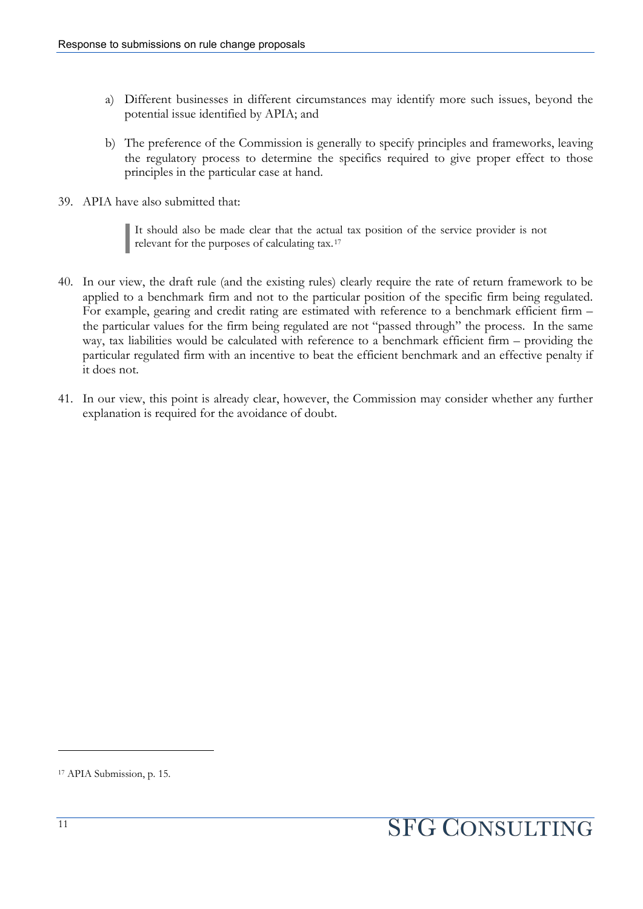a) Different businesses in different circumstances may identify more such issues, beyond the potential issue identified by APIA; and

b) The preference of the Commission is generally to specify principles and frameworks, leaving the regulatory process to determine the specifics required to give proper effect to those principles in the particular case at hand.

39. APIA have also submitted that:

> It should also be made clear that the actual tax position of the service provider is not relevant for the purposes of calculating tax.[17]

40. In our view, the draft rule (and the existing rules) clearly require the rate of return framework to be applied to a benchmark firm and not to the particular position of the specific firm being regulated. For example, gearing and credit rating are estimated with reference to a benchmark efficient firm – the particular values for the firm being regulated are not "passed through" the process. In the same way, tax liabilities would be calculated with reference to a benchmark efficient firm – providing the particular regulated firm with an incentive to beat the efficient benchmark and an effective penalty if it does not.

41. In our view, this point is already clear, however, the Commission may consider whether any further explanation is required for the avoidance of doubt.

[17] APIA Submission, p. 15.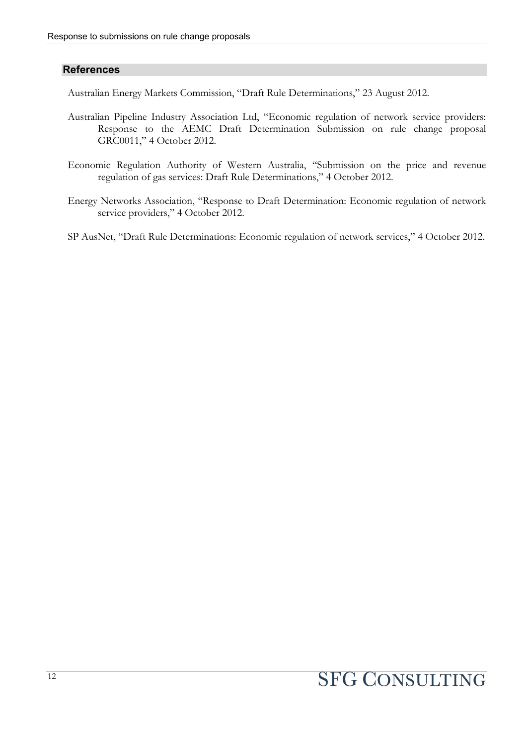## References

Australian Energy Markets Commission, "Draft Rule Determinations," 23 August 2012.

Australian Pipeline Industry Association Ltd, "Economic regulation of network service providers: Response to the AEMC Draft Determination Submission on rule change proposal GRC0011," 4 October 2012.

Economic Regulation Authority of Western Australia, "Submission on the price and revenue regulation of gas services: Draft Rule Determinations," 4 October 2012.

Energy Networks Association, "Response to Draft Determination: Economic regulation of network service providers," 4 October 2012.

SP AusNet, "Draft Rule Determinations: Economic regulation of network services," 4 October 2012.